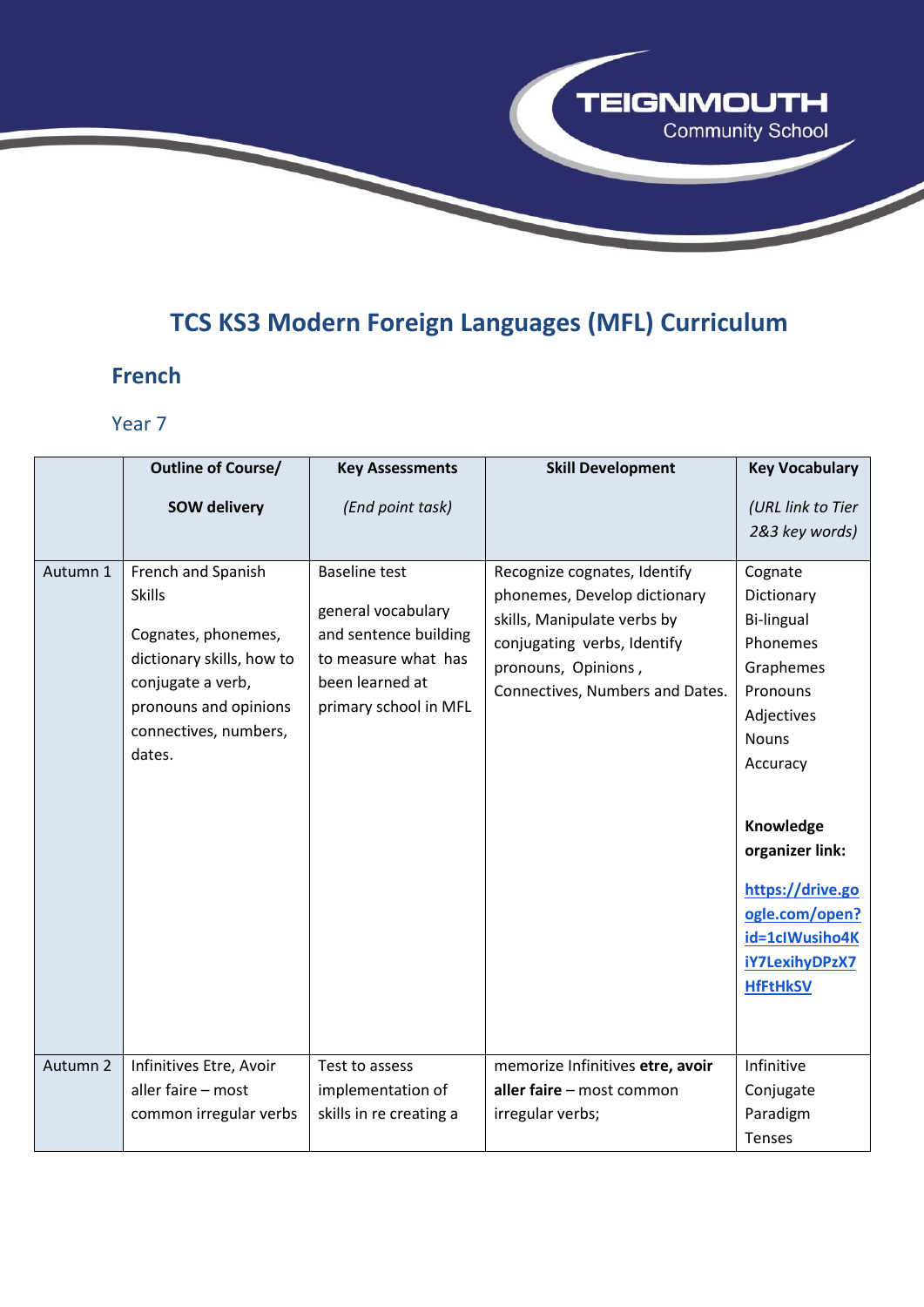# TCS KS3 Modern Foreign Languages (MFL) Curriculum

## French

### Year 7

| | Outline of Course/ SOW delivery | Key Assessments *(End point task)* | Skill Development | Key Vocabulary *(URL link to Tier 2&3 key words)* |
|---|---|---|---|---|
| Autumn 1 | French and Spanish Skills<br><br>Cognates, phonemes, dictionary skills, how to conjugate a verb, pronouns and opinions connectives, numbers, dates. | Baseline test<br><br>general vocabulary and sentence building to measure what has been learned at primary school in MFL | Recognize cognates, Identify phonemes, Develop dictionary skills, Manipulate verbs by conjugating verbs, Identify pronouns, Opinions , Connectives, Numbers and Dates. | Cognate<br>Dictionary<br>Bi-lingual<br>Phonemes<br>Graphemes<br>Pronouns<br>Adjectives<br>Nouns<br>Accuracy<br><br>**Knowledge organizer link:**<br><br>**https://drive.google.com/open?id=1clWusiho4KiY7LexihyDPzX7HfFtHkSV** |
| Autumn 2 | Infinitives Etre, Avoir aller faire – most common irregular verbs | Test to assess implementation of skills in re creating a | memorize Infinitives **etre, avoir aller faire** – most common irregular verbs; | Infinitive<br>Conjugate<br>Paradigm<br>Tenses |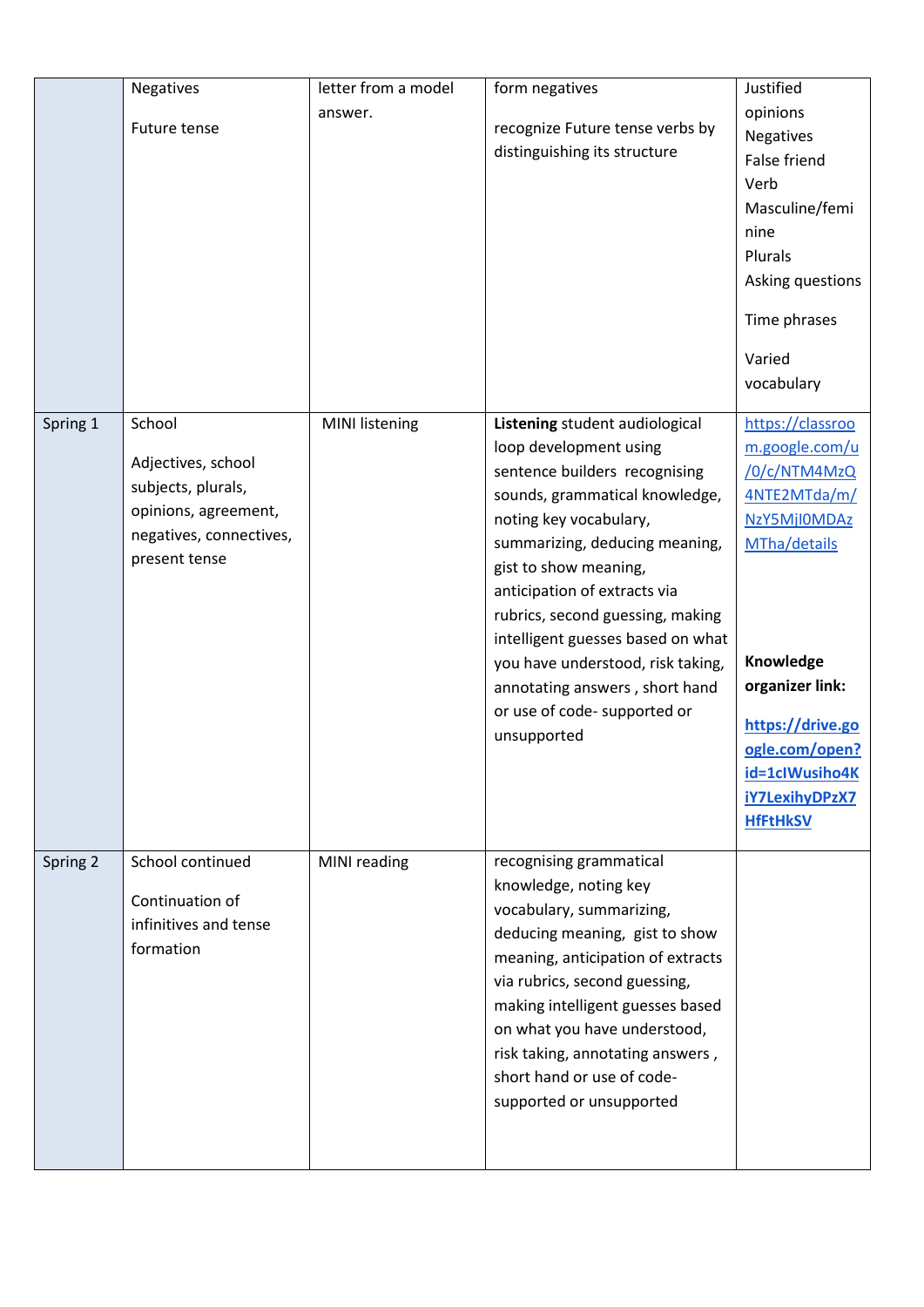|  |  |  |  |  |
|---|---|---|---|---|
|  | Negatives<br><br>Future tense | letter from a model answer. | form negatives<br><br>recognize Future tense verbs by distinguishing its structure | Justified opinions<br>Negatives<br>False friend<br>Verb<br>Masculine/feminine<br>Plurals<br>Asking questions<br><br>Time phrases<br><br>Varied vocabulary |
| Spring 1 | School<br><br>Adjectives, school subjects, plurals, opinions, agreement, negatives, connectives, present tense | MINI listening | **Listening** student audiological loop development using sentence builders recognising sounds, grammatical knowledge, noting key vocabulary, summarizing, deducing meaning, gist to show meaning, anticipation of extracts via rubrics, second guessing, making intelligent guesses based on what you have understood, risk taking, annotating answers , short hand or use of code- supported or unsupported | https://classroom.google.com/u/0/c/NTM4MzQ4NTE2MTda/m/NzY5MjI0MDAzMTha/details<br><br>**Knowledge organizer link:**<br><br>**https://drive.google.com/open?id=1clWusiho4KiY7LexihyDPzX7HfFtHkSV** |
| Spring 2 | School continued<br><br>Continuation of infinitives and tense formation | MINI reading | recognising grammatical knowledge, noting key vocabulary, summarizing, deducing meaning, gist to show meaning, anticipation of extracts via rubrics, second guessing, making intelligent guesses based on what you have understood, risk taking, annotating answers , short hand or use of code- supported or unsupported |  |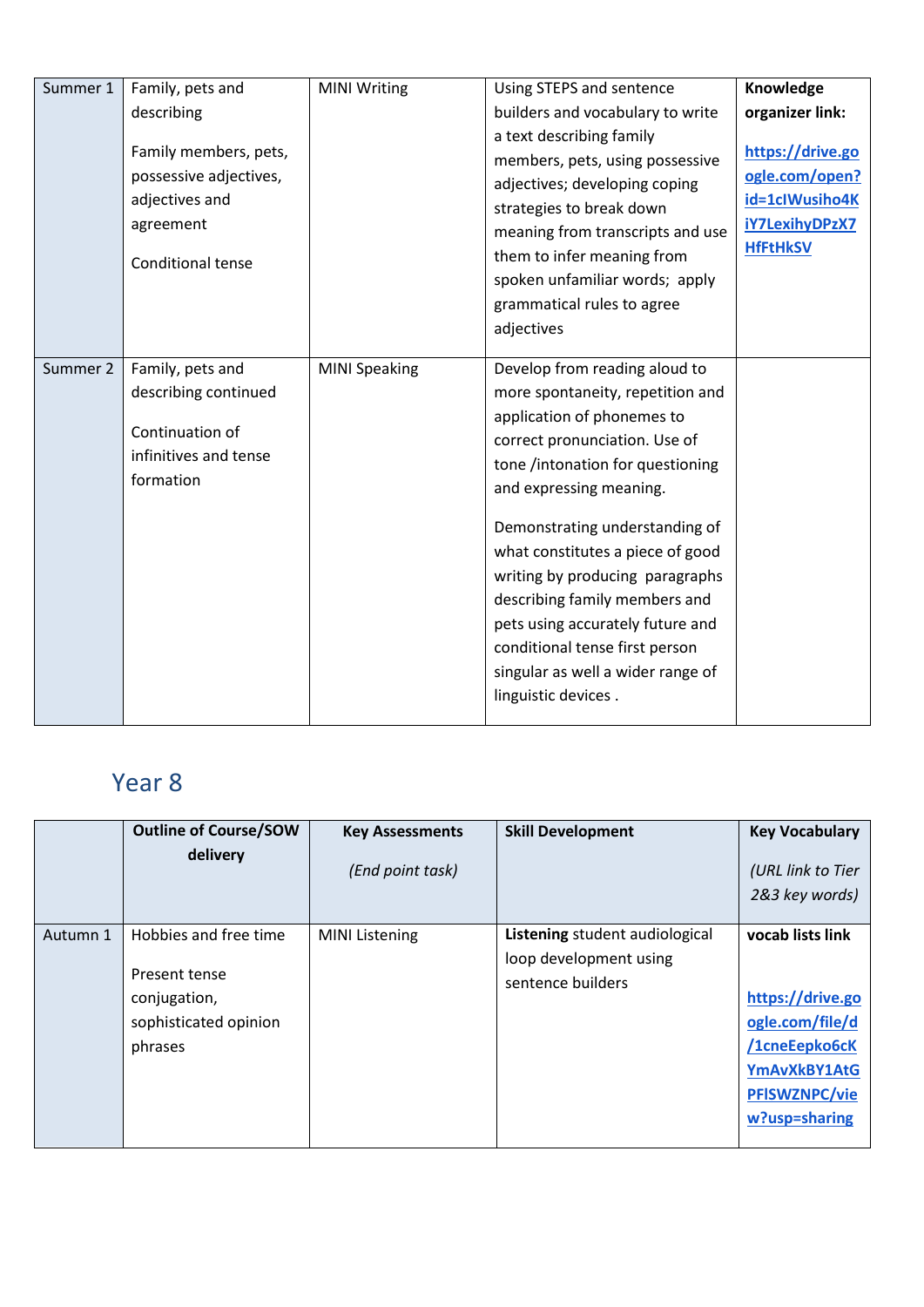| Summer 1 | Family, pets and describing<br><br>Family members, pets, possessive adjectives, adjectives and agreement<br><br>Conditional tense | MINI Writing | Using STEPS and sentence builders and vocabulary to write a text describing family members, pets, using possessive adjectives; developing coping strategies to break down meaning from transcripts and use them to infer meaning from spoken unfamiliar words; apply grammatical rules to agree adjectives | **Knowledge organizer link:**<br><br>**https://drive.google.com/open?id=1clWusiho4KiY7LexihyDPzX7HfFtHkSV** |
|---|---|---|---|---|
| Summer 2 | Family, pets and describing continued<br><br>Continuation of infinitives and tense formation | MINI Speaking | Develop from reading aloud to more spontaneity, repetition and application of phonemes to correct pronunciation. Use of tone /intonation for questioning and expressing meaning.<br><br>Demonstrating understanding of what constitutes a piece of good writing by producing paragraphs describing family members and pets using accurately future and conditional tense first person singular as well a wider range of linguistic devices . | |

## Year 8

| | **Outline of Course/SOW delivery** | **Key Assessments**<br><br>*(End point task)* | **Skill Development** | **Key Vocabulary**<br><br>*(URL link to Tier 2&3 key words)* |
|---|---|---|---|---|
| Autumn 1 | Hobbies and free time<br><br>Present tense conjugation, sophisticated opinion phrases | MINI Listening | **Listening** student audiological loop development using sentence builders | **vocab lists link**<br><br>**https://drive.google.com/file/d/1cneEepko6cKYmAvXkBY1AtGPFlSWZNPC/view?usp=sharing** |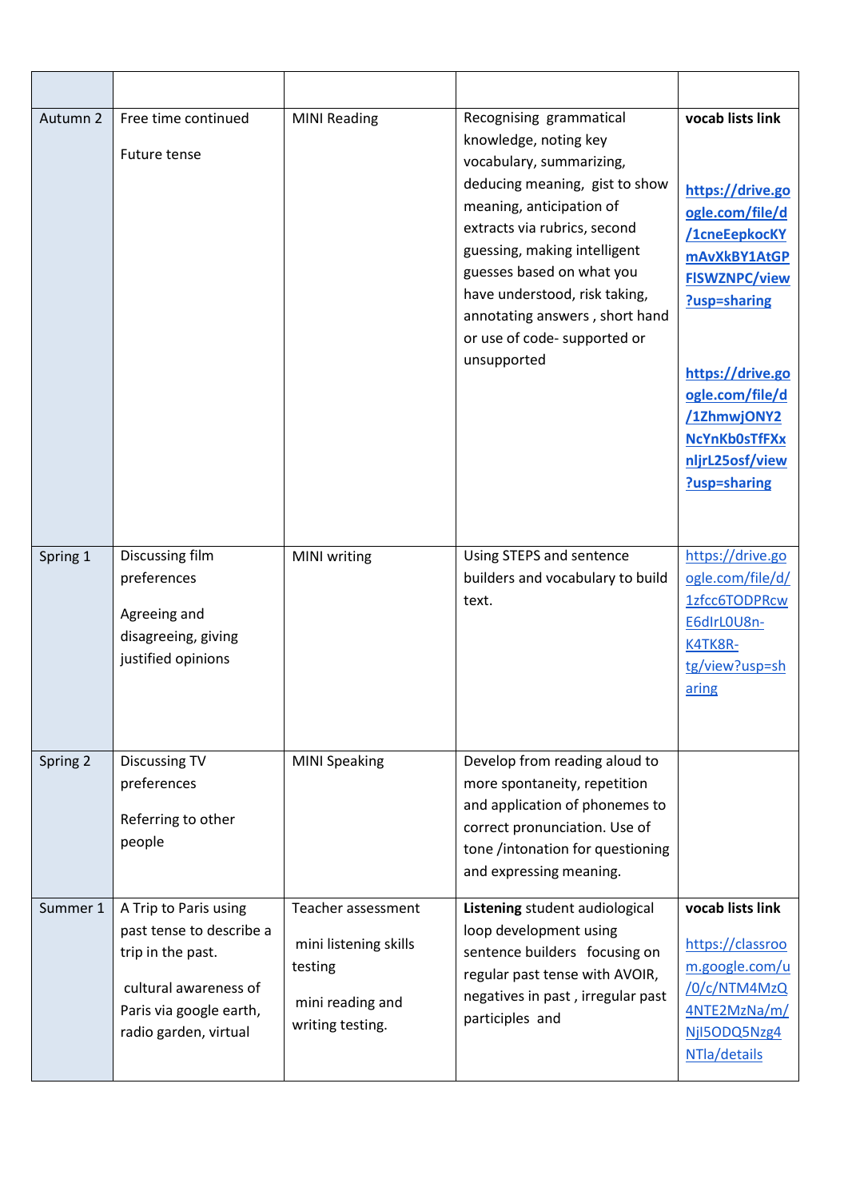| | | | | |
|---|---|---|---|---|
| Autumn 2 | Free time continued<br><br>Future tense | MINI Reading | Recognising grammatical knowledge, noting key vocabulary, summarizing, deducing meaning, gist to show meaning, anticipation of extracts via rubrics, second guessing, making intelligent guesses based on what you have understood, risk taking, annotating answers , short hand or use of code- supported or unsupported | **vocab lists link**<br><br>**https://drive.google.com/file/d/1cneEepkocKYmAvXkBY1AtGPFISWZNPC/view?usp=sharing**<br><br>**https://drive.google.com/file/d/1ZhmwjONY2NcYnKb0sTfFXxnljrL25osf/view?usp=sharing** |
| Spring 1 | Discussing film preferences<br><br>Agreeing and disagreeing, giving justified opinions | MINI writing | Using STEPS and sentence builders and vocabulary to build text. | https://drive.google.com/file/d/1zfcc6TODPRcwE6dIrL0U8n-K4TK8R-tg/view?usp=sharing |
| Spring 2 | Discussing TV preferences<br><br>Referring to other people | MINI Speaking | Develop from reading aloud to more spontaneity, repetition and application of phonemes to correct pronunciation. Use of tone /intonation for questioning and expressing meaning. | |
| Summer 1 | A Trip to Paris using past tense to describe a trip in the past.<br><br>cultural awareness of Paris via google earth, radio garden, virtual | Teacher assessment<br><br>mini listening skills testing<br><br>mini reading and writing testing. | **Listening** student audiological loop development using sentence builders focusing on regular past tense with AVOIR, negatives in past , irregular past participles and | **vocab lists link**<br><br>https://classroom.google.com/u/0/c/NTM4MzQ4NTE2MzNa/m/NjI5ODQ5Nzg4NTla/details |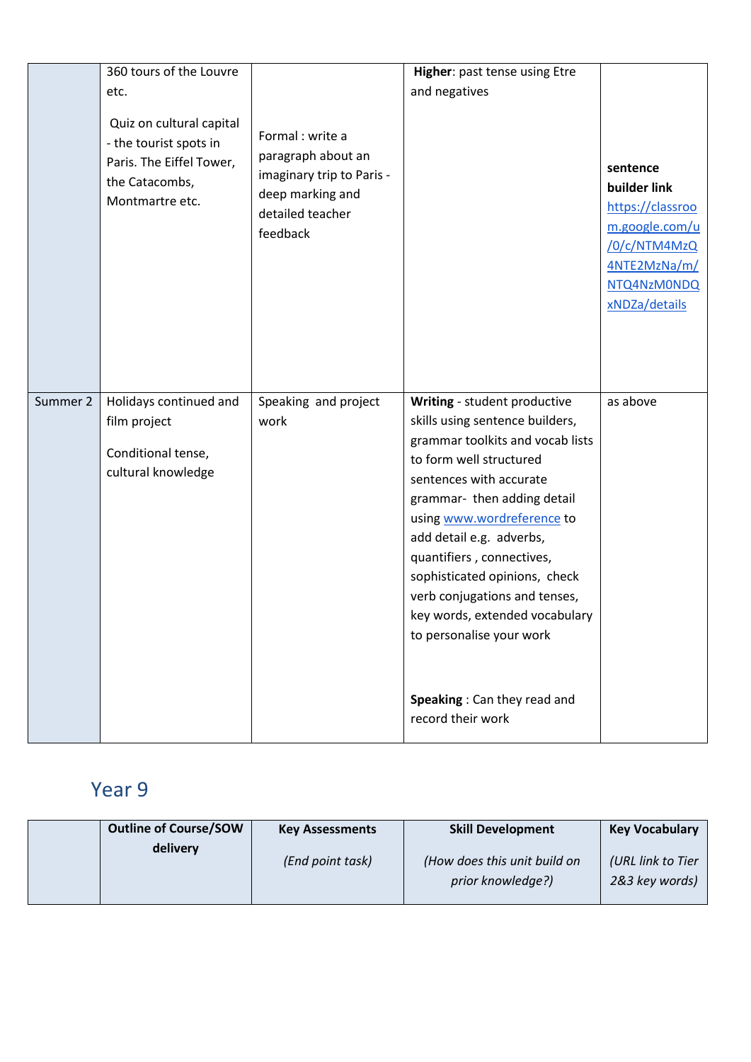| | | | | |
|---|---|---|---|---|
| | 360 tours of the Louvre etc.<br><br>Quiz on cultural capital - the tourist spots in Paris. The Eiffel Tower, the Catacombs, Montmartre etc. | Formal : write a paragraph about an imaginary trip to Paris - deep marking and detailed teacher feedback | **Higher**: past tense using Etre and negatives | **sentence builder link** https://classroom.google.com/u/0/c/NTM4MzQ4NTE2MzNa/m/NTQ4NzM0NDQxNDZa/details |
| Summer 2 | Holidays continued and film project<br><br>Conditional tense, cultural knowledge | Speaking and project work | **Writing** - student productive skills using sentence builders, grammar toolkits and vocab lists to form well structured sentences with accurate grammar- then adding detail using www.wordreference to add detail e.g. adverbs, quantifiers , connectives, sophisticated opinions, check verb conjugations and tenses, key words, extended vocabulary to personalise your work<br><br>**Speaking** : Can they read and record their work | as above |

## Year 9

| | Outline of Course/SOW delivery | Key Assessments<br><br>*(End point task)* | Skill Development<br><br>*(How does this unit build on prior knowledge?)* | Key Vocabulary<br><br>*(URL link to Tier 2&3 key words)* |
|---|---|---|---|---|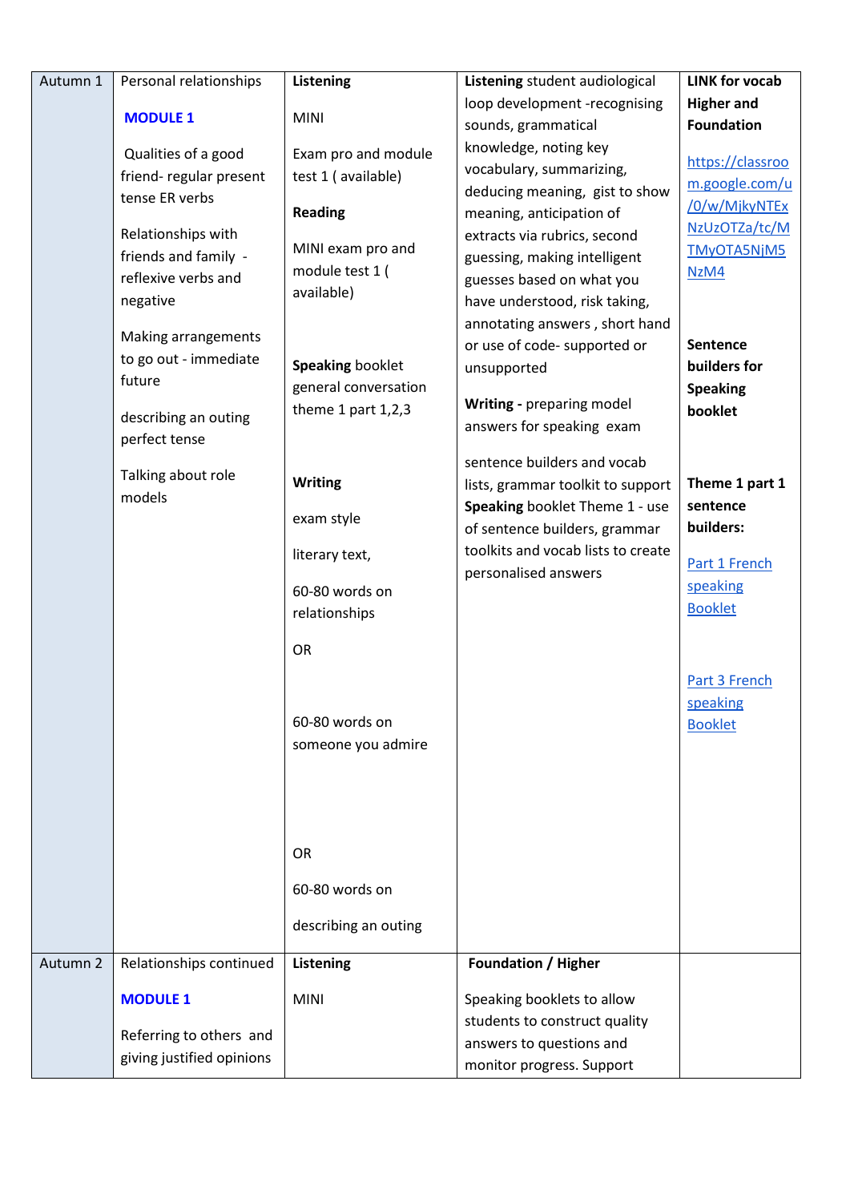| Autumn 1 | Personal relationships<br><br>**MODULE 1**<br><br>Qualities of a good friend- regular present tense ER verbs<br><br>Relationships with friends and family - reflexive verbs and negative<br><br>Making arrangements to go out - immediate future<br><br>describing an outing perfect tense<br><br>Talking about role models | **Listening**<br><br>MINI<br><br>Exam pro and module test 1 ( available)<br><br>**Reading**<br><br>MINI exam pro and module test 1 ( available)<br><br>**Speaking** booklet general conversation theme 1 part 1,2,3<br><br>**Writing**<br><br>exam style<br><br>literary text,<br><br>60-80 words on relationships<br><br>OR<br><br>60-80 words on someone you admire<br><br>OR<br><br>60-80 words on<br><br>describing an outing | **Listening** student audiological loop development -recognising sounds, grammatical knowledge, noting key vocabulary, summarizing, deducing meaning, gist to show meaning, anticipation of extracts via rubrics, second guessing, making intelligent guesses based on what you have understood, risk taking, annotating answers , short hand or use of code- supported or unsupported<br><br>**Writing -** preparing model answers for speaking exam<br><br>sentence builders and vocab lists, grammar toolkit to support **Speaking** booklet Theme 1 - use of sentence builders, grammar toolkits and vocab lists to create personalised answers | **LINK for vocab Higher and Foundation**<br><br>https://classroom.google.com/u/0/w/MjkyNTExNzUzOTZa/tc/MTMyOTA5NjM5NzM4<br><br>**Sentence builders for Speaking booklet**<br><br>**Theme 1 part 1 sentence builders:**<br><br>Part 1 French speaking Booklet<br><br>Part 3 French speaking Booklet |
|---|---|---|---|---|
| Autumn 2 | Relationships continued<br><br>**MODULE 1**<br><br>Referring to others and giving justified opinions | **Listening**<br><br>MINI | **Foundation / Higher**<br><br>Speaking booklets to allow students to construct quality answers to questions and monitor progress. Support | |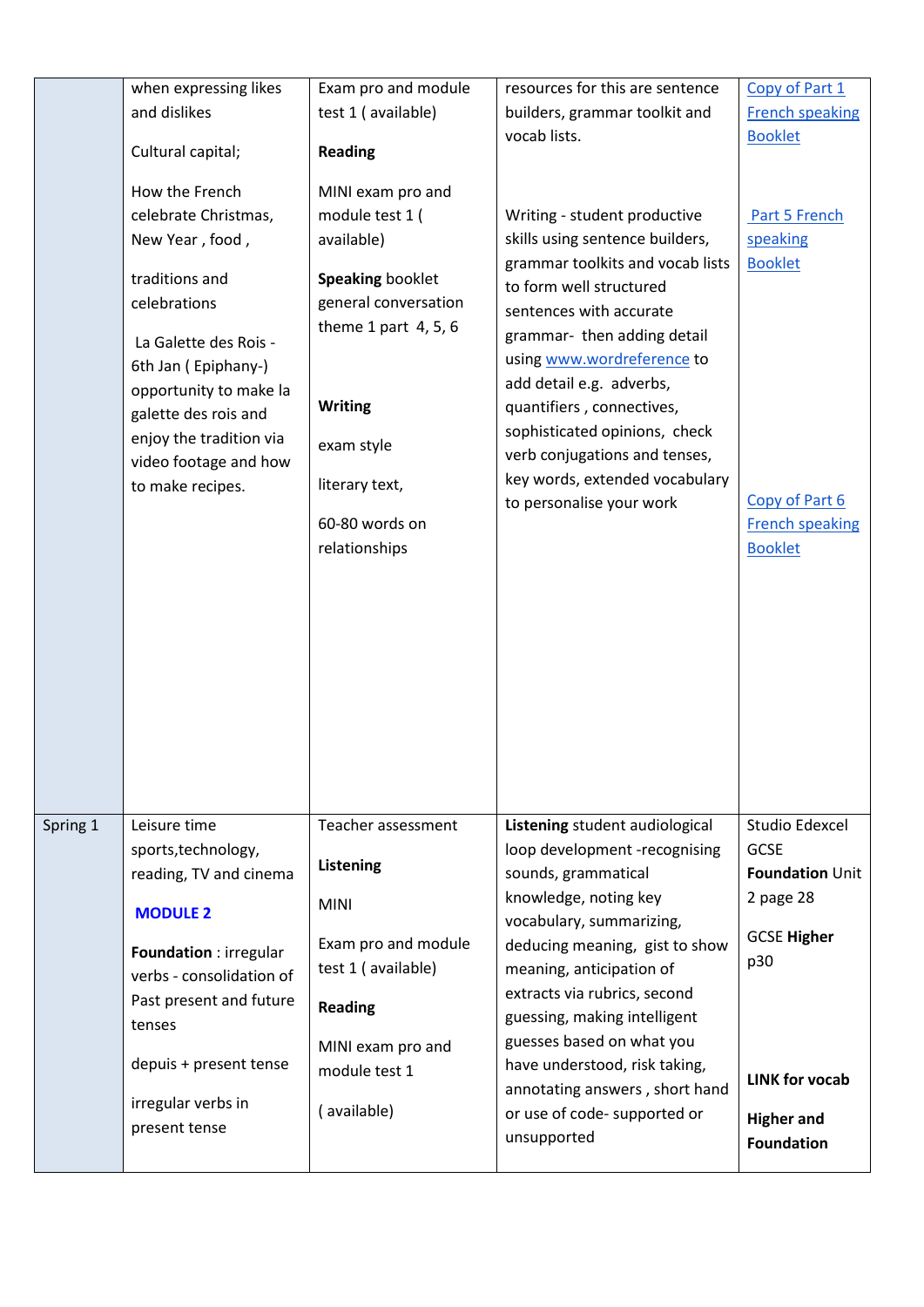| | | | | |
|---|---|---|---|---|
| | when expressing likes and dislikes<br><br>Cultural capital;<br><br>How the French celebrate Christmas, New Year , food ,<br><br>traditions and celebrations<br><br>La Galette des Rois - 6th Jan ( Epiphany-) opportunity to make la galette des rois and enjoy the tradition via video footage and how to make recipes. | Exam pro and module test 1 ( available)<br><br>**Reading**<br><br>MINI exam pro and module test 1 ( available)<br><br>**Speaking** booklet general conversation theme 1 part 4, 5, 6<br><br>**Writing**<br><br>exam style<br><br>literary text,<br><br>60-80 words on relationships | resources for this are sentence builders, grammar toolkit and vocab lists.<br><br>Writing - student productive skills using sentence builders, grammar toolkits and vocab lists to form well structured sentences with accurate grammar- then adding detail using www.wordreference to add detail e.g. adverbs, quantifiers , connectives, sophisticated opinions, check verb conjugations and tenses, key words, extended vocabulary to personalise your work | Copy of Part 1 French speaking Booklet<br><br>Part 5 French speaking Booklet<br><br>Copy of Part 6 French speaking Booklet |
| Spring 1 | Leisure time sports,technology, reading, TV and cinema<br><br>**MODULE 2**<br><br>**Foundation** : irregular verbs - consolidation of Past present and future tenses<br><br>depuis + present tense<br><br>irregular verbs in present tense | Teacher assessment<br><br>**Listening**<br><br>MINI<br><br>Exam pro and module test 1 ( available)<br><br>**Reading**<br><br>MINI exam pro and module test 1<br><br>( available) | **Listening** student audiological loop development -recognising sounds, grammatical knowledge, noting key vocabulary, summarizing, deducing meaning, gist to show meaning, anticipation of extracts via rubrics, second guessing, making intelligent guesses based on what you have understood, risk taking, annotating answers , short hand or use of code- supported or unsupported | Studio Edexcel GCSE **Foundation** Unit 2 page 28<br><br>GCSE **Higher** p30<br><br>**LINK for vocab**<br><br>**Higher and Foundation** |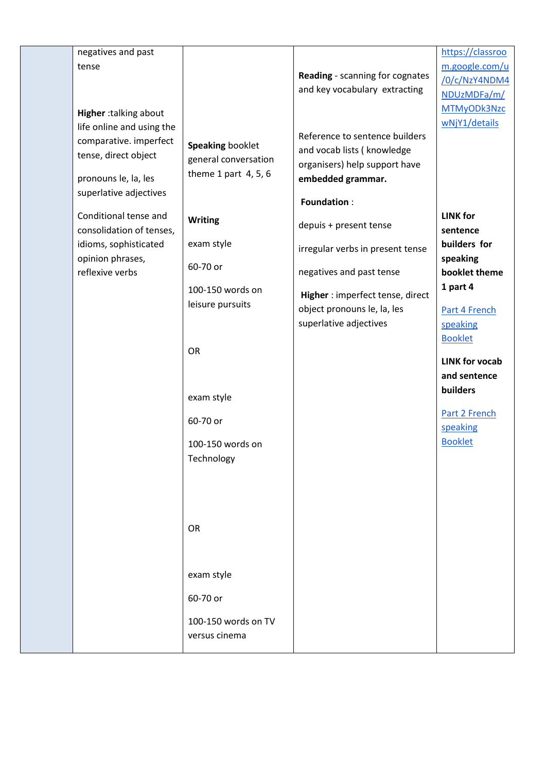|  | negatives and past tense<br><br>**Higher** :talking about life online and using the comparative. imperfect tense, direct object<br><br>pronouns le, la, les superlative adjectives<br><br>Conditional tense and consolidation of tenses, idioms, sophisticated opinion phrases, reflexive verbs | **Speaking** booklet general conversation theme 1 part 4, 5, 6<br><br>**Writing**<br><br>exam style<br><br>60-70 or<br><br>100-150 words on leisure pursuits<br><br>OR<br><br>exam style<br><br>60-70 or<br><br>100-150 words on Technology<br><br>OR<br><br>exam style<br><br>60-70 or<br><br>100-150 words on TV versus cinema | **Reading** - scanning for cognates and key vocabulary extracting<br><br>Reference to sentence builders and vocab lists ( knowledge organisers) help support have **embedded grammar.**<br><br>**Foundation** :<br><br>depuis + present tense<br><br>irregular verbs in present tense<br><br>negatives and past tense<br><br>**Higher** : imperfect tense, direct object pronouns le, la, les superlative adjectives | https://classroom.google.com/u/0/c/NzY4NDM4NDUzMDFa/m/MTMyODk3NzcwNjY1/details<br><br>**LINK for sentence builders for speaking booklet theme 1 part 4**<br><br>Part 4 French speaking Booklet<br><br>**LINK for vocab and sentence builders**<br><br>Part 2 French speaking Booklet |
|---|---|---|---|---|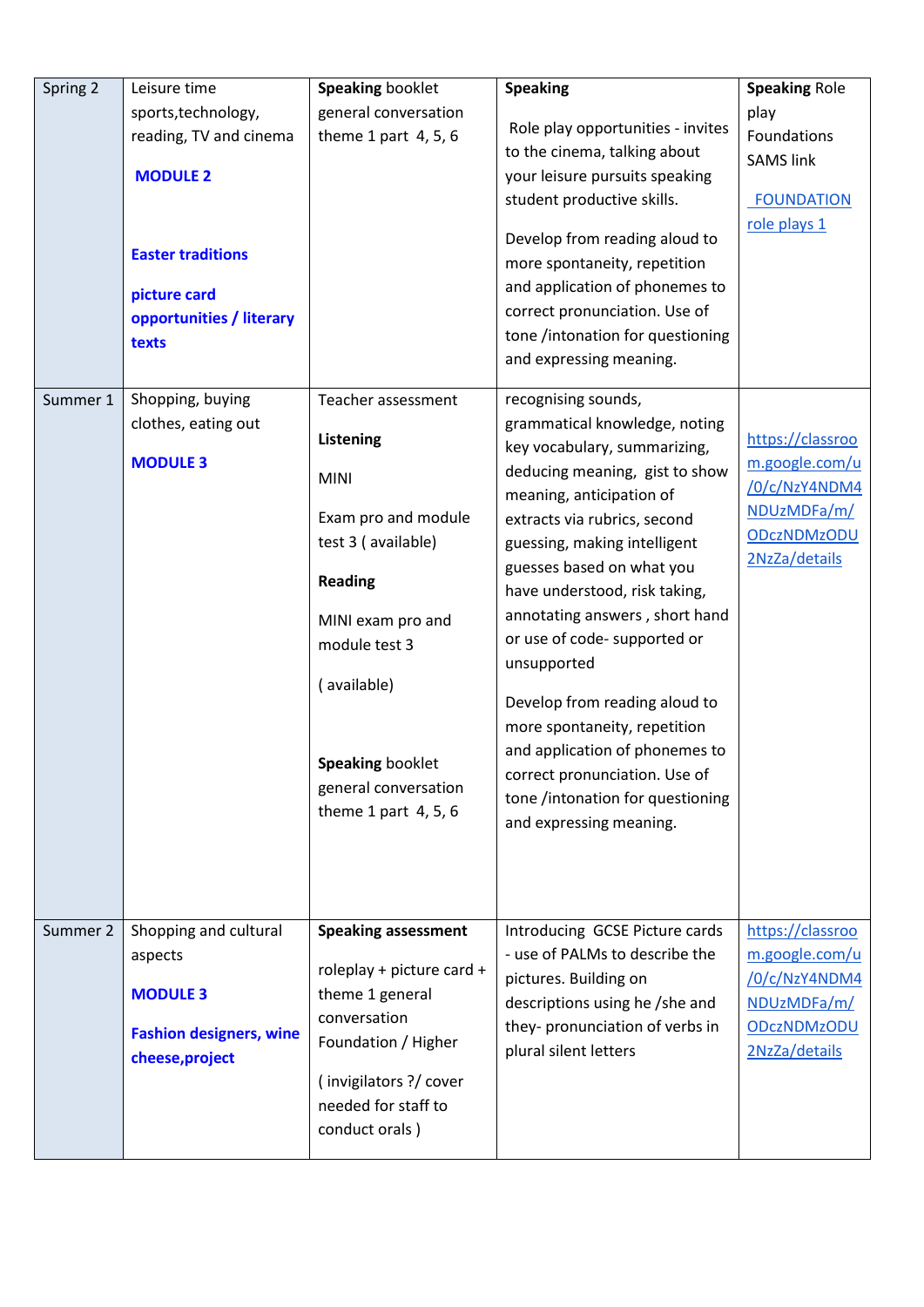| Spring 2 | Leisure time sports,technology, reading, TV and cinema<br><br>**MODULE 2**<br><br>**Easter traditions**<br><br>**picture card opportunities / literary texts** | **Speaking** booklet general conversation theme 1 part 4, 5, 6 | **Speaking**<br><br>Role play opportunities - invites to the cinema, talking about your leisure pursuits speaking student productive skills.<br><br>Develop from reading aloud to more spontaneity, repetition and application of phonemes to correct pronunciation. Use of tone /intonation for questioning and expressing meaning. | **Speaking** Role play Foundations SAMS link<br><br>FOUNDATION role plays 1 |
|---|---|---|---|---|
| Summer 1 | Shopping, buying clothes, eating out<br><br>**MODULE 3** | Teacher assessment<br><br>**Listening**<br><br>MINI<br><br>Exam pro and module test 3 ( available)<br><br>**Reading**<br><br>MINI exam pro and module test 3<br><br>( available)<br><br>**Speaking** booklet general conversation theme 1 part 4, 5, 6 | recognising sounds, grammatical knowledge, noting key vocabulary, summarizing, deducing meaning, gist to show meaning, anticipation of extracts via rubrics, second guessing, making intelligent guesses based on what you have understood, risk taking, annotating answers , short hand or use of code- supported or unsupported<br><br>Develop from reading aloud to more spontaneity, repetition and application of phonemes to correct pronunciation. Use of tone /intonation for questioning and expressing meaning. | https://classroom.google.com/u/0/c/NzY4NDM4NDUzMDFa/m/ODczNDMzODU2NzZa/details |
| Summer 2 | Shopping and cultural aspects<br><br>**MODULE 3**<br><br>**Fashion designers, wine cheese,project** | **Speaking assessment**<br><br>roleplay + picture card + theme 1 general conversation Foundation / Higher<br><br>( invigilators ?/ cover needed for staff to conduct orals ) | Introducing GCSE Picture cards - use of PALMs to describe the pictures. Building on descriptions using he /she and they- pronunciation of verbs in plural silent letters | https://classroom.google.com/u/0/c/NzY4NDM4NDUzMDFa/m/ODczNDMzODU2NzZa/details |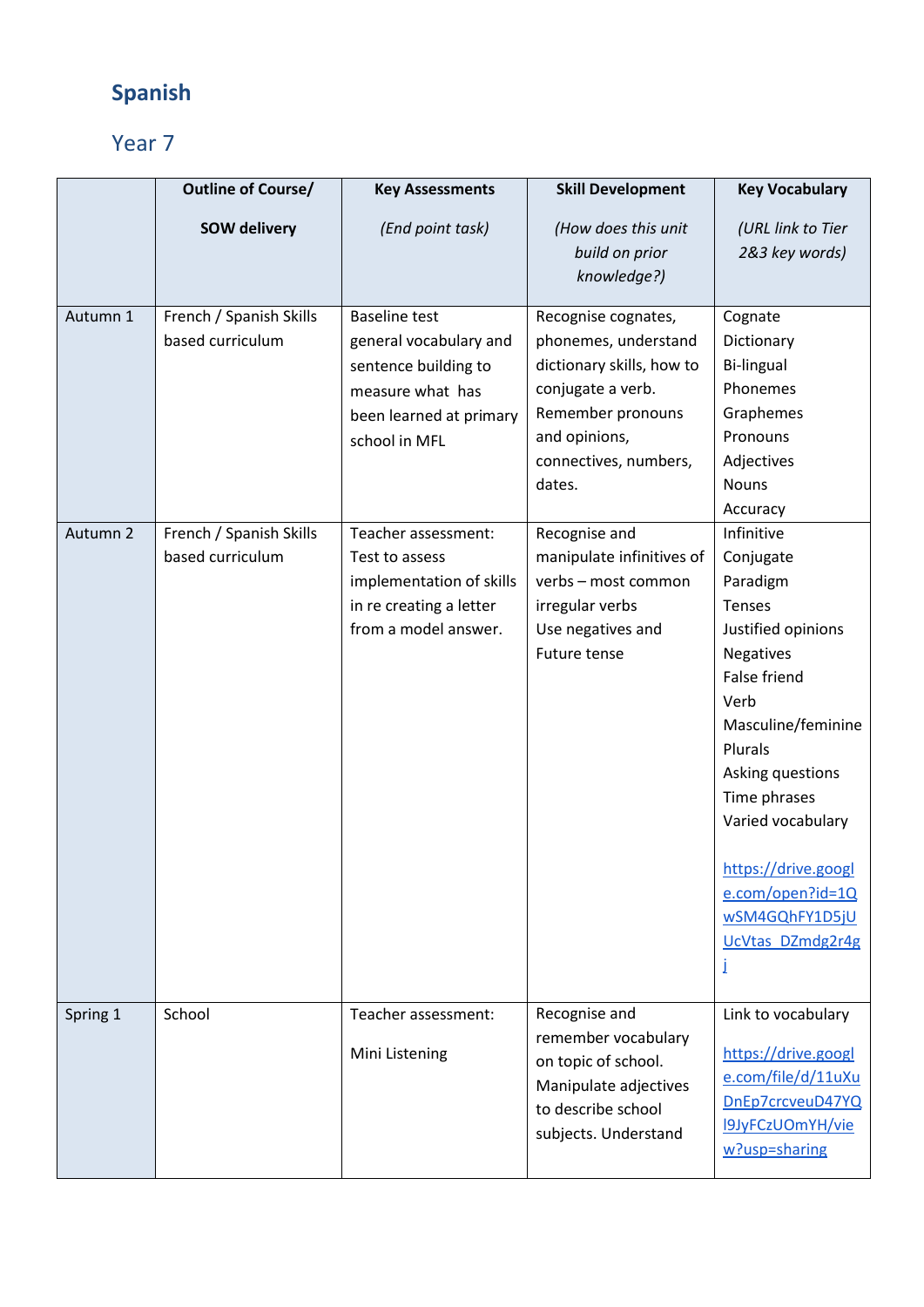# Spanish

## Year 7

| | Outline of Course/ SOW delivery | Key Assessments *(End point task)* | Skill Development *(How does this unit build on prior knowledge?)* | Key Vocabulary *(URL link to Tier 2&3 key words)* |
|---|---|---|---|---|
| Autumn 1 | French / Spanish Skills based curriculum | Baseline test general vocabulary and sentence building to measure what has been learned at primary school in MFL | Recognise cognates, phonemes, understand dictionary skills, how to conjugate a verb. Remember pronouns and opinions, connectives, numbers, dates. | Cognate<br>Dictionary<br>Bi-lingual<br>Phonemes<br>Graphemes<br>Pronouns<br>Adjectives<br>Nouns<br>Accuracy |
| Autumn 2 | French / Spanish Skills based curriculum | Teacher assessment: Test to assess implementation of skills in re creating a letter from a model answer. | Recognise and manipulate infinitives of verbs – most common irregular verbs<br>Use negatives and Future tense | Infinitive<br>Conjugate<br>Paradigm<br>Tenses<br>Justified opinions<br>Negatives<br>False friend<br>Verb<br>Masculine/feminine<br>Plurals<br>Asking questions<br>Time phrases<br>Varied vocabulary<br><br>https://drive.google.com/open?id=1QwSM4GQhFY1D5jUUcVtas_DZmdg2r4gj |
| Spring 1 | School | Teacher assessment:<br><br>Mini Listening | Recognise and remember vocabulary on topic of school. Manipulate adjectives to describe school subjects. Understand | Link to vocabulary<br><br>https://drive.google.com/file/d/11uXuDnEp7crcveuD47YQl9JyFCzUOmYH/view?usp=sharing |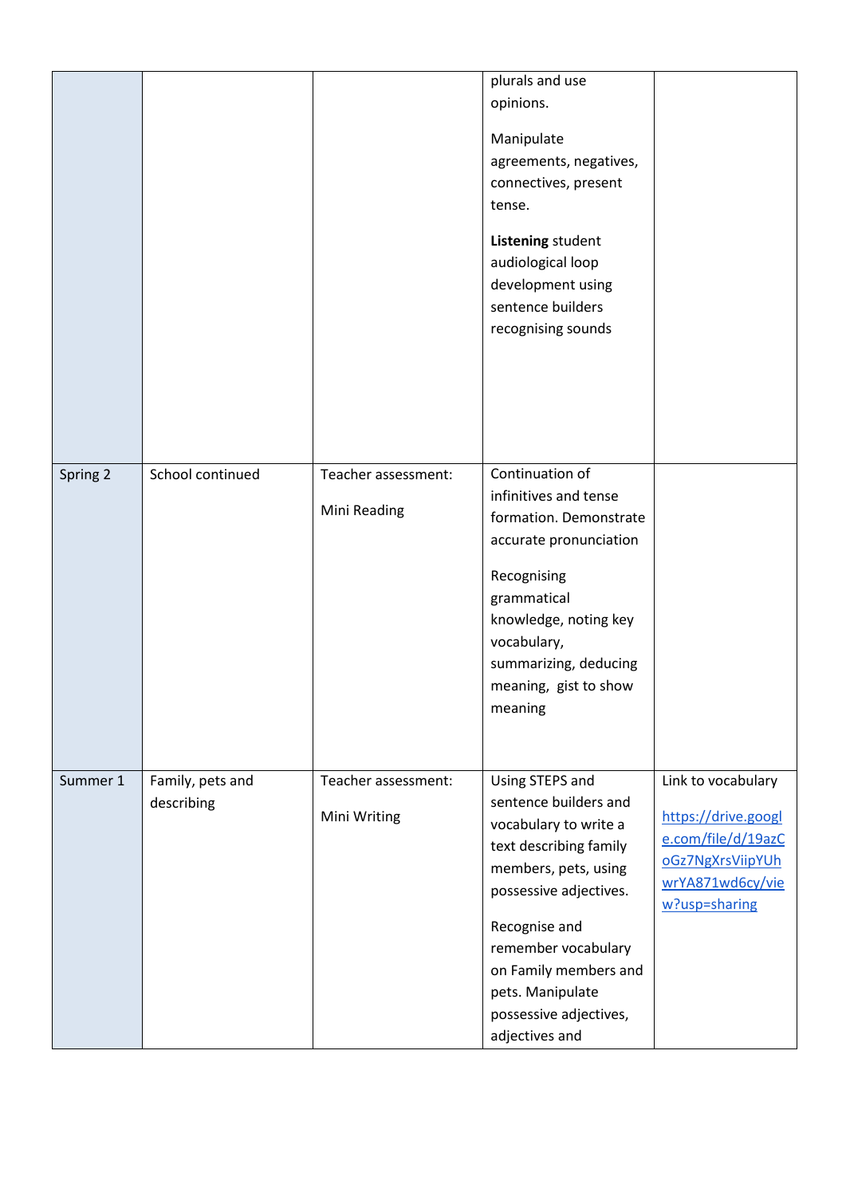|  |  |  |  |  |
|---|---|---|---|---|
|  |  |  | plurals and use opinions.<br><br>Manipulate agreements, negatives, connectives, present tense.<br><br>**Listening** student audiological loop development using sentence builders recognising sounds |  |
| Spring 2 | School continued | Teacher assessment:<br><br>Mini Reading | Continuation of infinitives and tense formation. Demonstrate accurate pronunciation<br><br>Recognising grammatical knowledge, noting key vocabulary, summarizing, deducing meaning, gist to show meaning |  |
| Summer 1 | Family, pets and describing | Teacher assessment:<br><br>Mini Writing | Using STEPS and sentence builders and vocabulary to write a text describing family members, pets, using possessive adjectives.<br><br>Recognise and remember vocabulary on Family members and pets. Manipulate possessive adjectives, adjectives and | Link to vocabulary<br><br>https://drive.google.com/file/d/19azCoGz7NgXrsViipYUhwrYA871wd6cy/view?usp=sharing |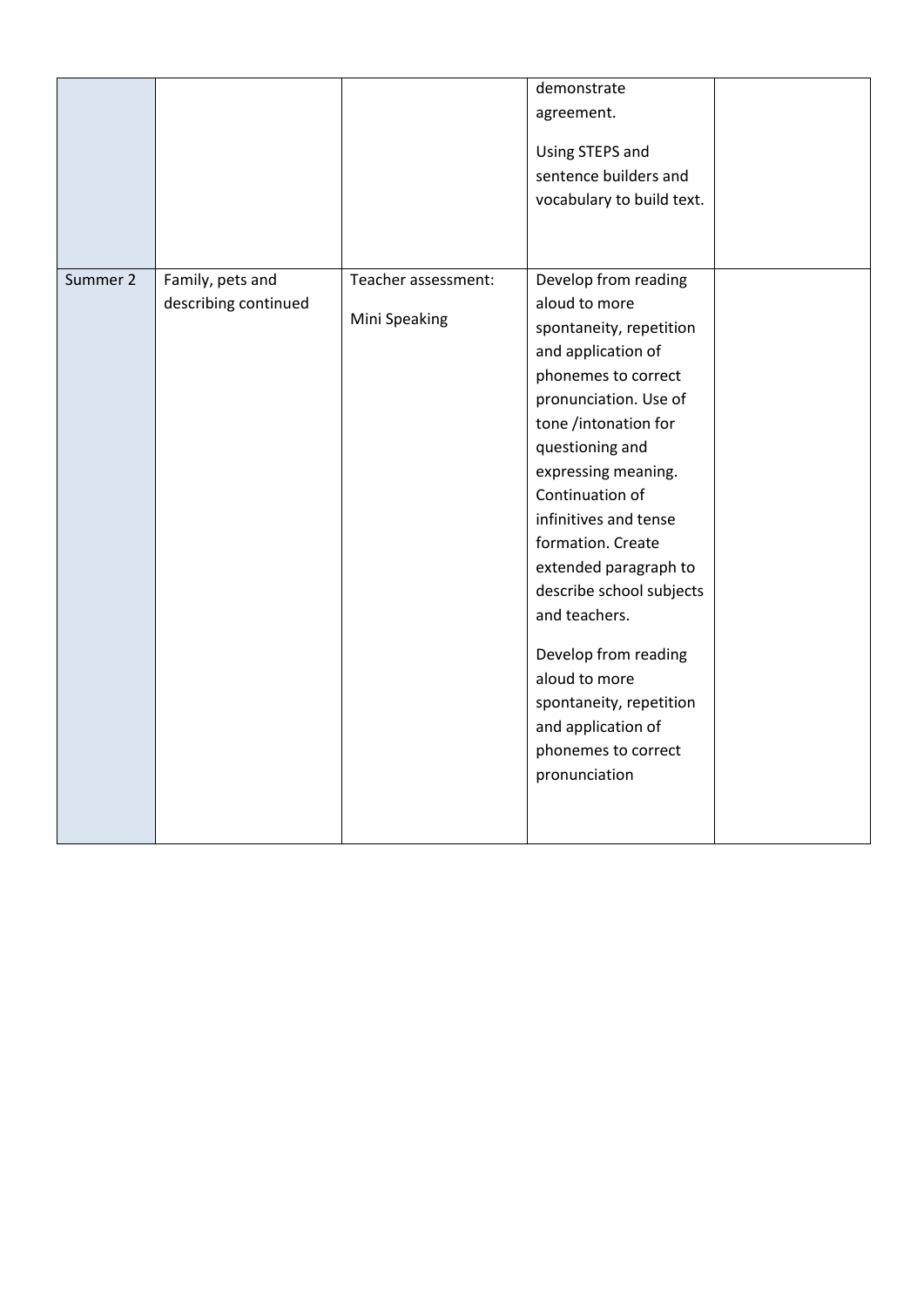|  |  |  |  |  |
|---|---|---|---|---|
|  |  |  | demonstrate agreement.<br><br>Using STEPS and sentence builders and vocabulary to build text. |  |
| Summer 2 | Family, pets and describing continued | Teacher assessment:<br><br>Mini Speaking | Develop from reading aloud to more spontaneity, repetition and application of phonemes to correct pronunciation. Use of tone /intonation for questioning and expressing meaning. Continuation of infinitives and tense formation. Create extended paragraph to describe school subjects and teachers.<br><br>Develop from reading aloud to more spontaneity, repetition and application of phonemes to correct pronunciation |  |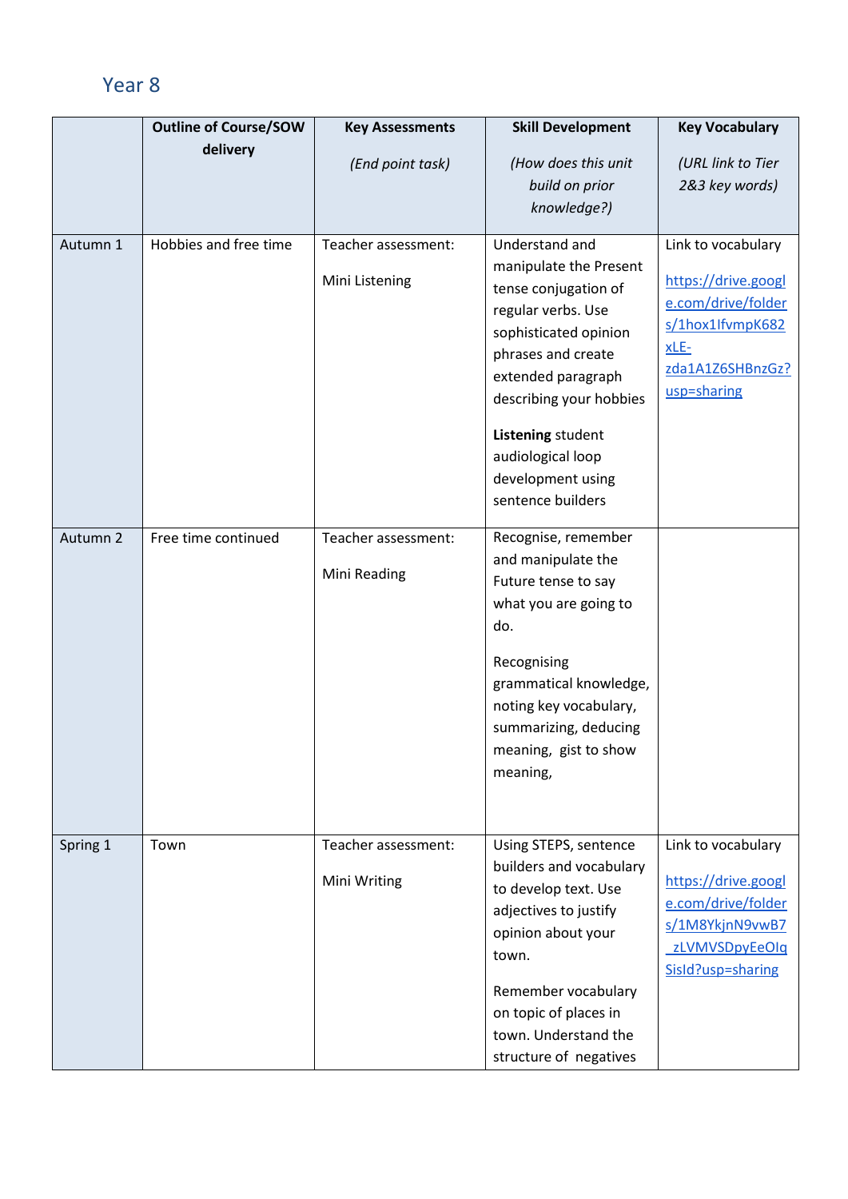## Year 8

| | Outline of Course/SOW delivery | Key Assessments<br>*(End point task)* | Skill Development<br>*(How does this unit build on prior knowledge?)* | Key Vocabulary<br>*(URL link to Tier 2&3 key words)* |
|---|---|---|---|---|
| Autumn 1 | Hobbies and free time | Teacher assessment:<br>Mini Listening | Understand and manipulate the Present tense conjugation of regular verbs. Use sophisticated opinion phrases and create extended paragraph describing your hobbies<br>**Listening** student audiological loop development using sentence builders | Link to vocabulary<br>https://drive.google.com/drive/folders/1hox1IfvmpK682xLE-zda1A1Z6SHBnzGz?usp=sharing |
| Autumn 2 | Free time continued | Teacher assessment:<br>Mini Reading | Recognise, remember and manipulate the Future tense to say what you are going to do.<br>Recognising grammatical knowledge, noting key vocabulary, summarizing, deducing meaning, gist to show meaning, | |
| Spring 1 | Town | Teacher assessment:<br>Mini Writing | Using STEPS, sentence builders and vocabulary to develop text. Use adjectives to justify opinion about your town.<br>Remember vocabulary on topic of places in town. Understand the structure of negatives | Link to vocabulary<br>https://drive.google.com/drive/folders/1M8YkjnN9vwB7_zLVMVSDpyEeOIqSisId?usp=sharing |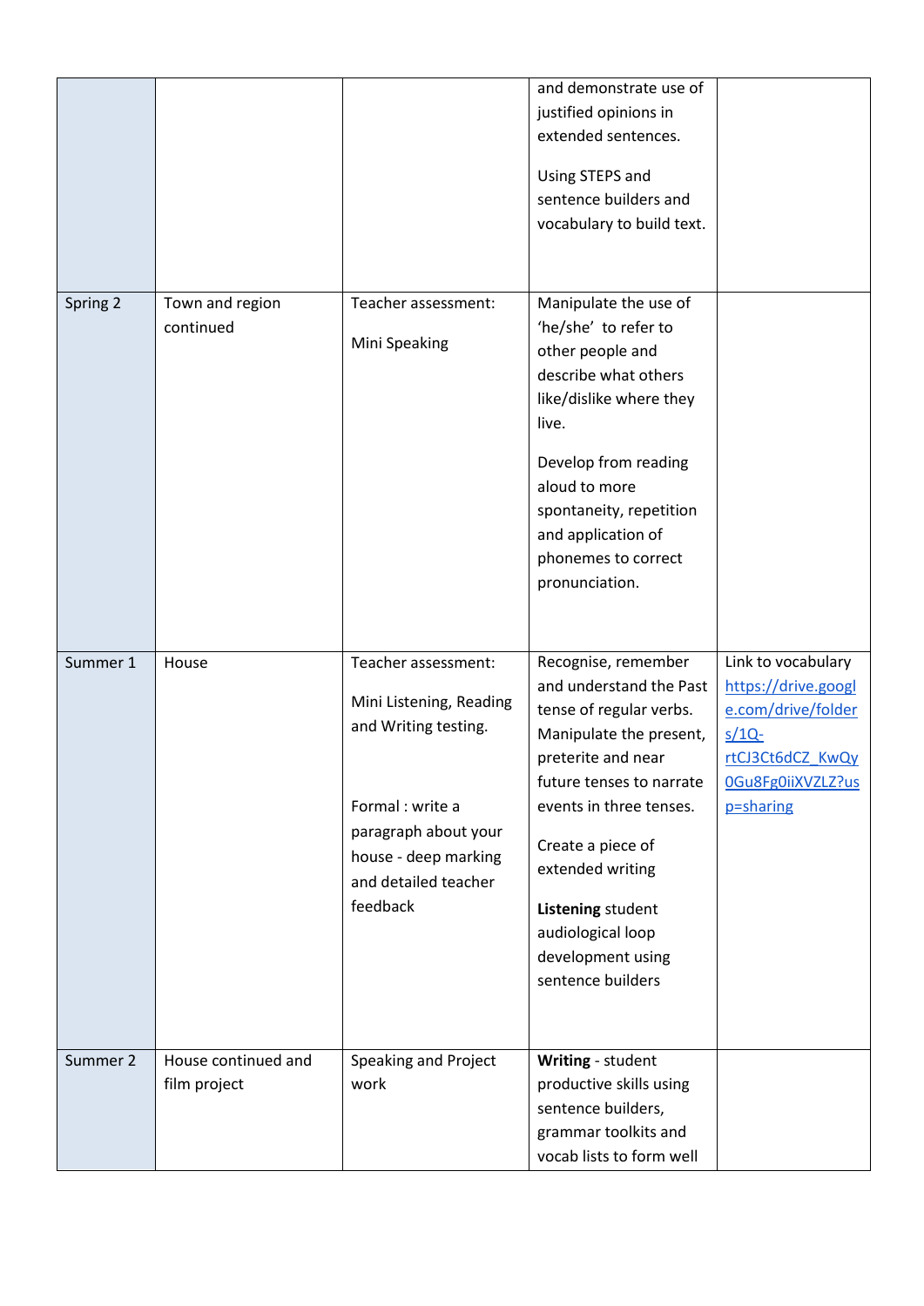| | | | | |
|---|---|---|---|---|
| | | | and demonstrate use of justified opinions in extended sentences.<br><br>Using STEPS and sentence builders and vocabulary to build text. | |
| Spring 2 | Town and region continued | Teacher assessment:<br><br>Mini Speaking | Manipulate the use of 'he/she' to refer to other people and describe what others like/dislike where they live.<br><br>Develop from reading aloud to more spontaneity, repetition and application of phonemes to correct pronunciation. | |
| Summer 1 | House | Teacher assessment:<br><br>Mini Listening, Reading and Writing testing.<br><br>Formal : write a paragraph about your house - deep marking and detailed teacher feedback | Recognise, remember and understand the Past tense of regular verbs. Manipulate the present, preterite and near future tenses to narrate events in three tenses.<br><br>Create a piece of extended writing<br><br>**Listening** student audiological loop development using sentence builders | Link to vocabulary [https://drive.google.com/drive/folders/1Q-rtCJ3Ct6dCZ_KwQy0Gu8Fg0iiXVZLZ?usp=sharing](https://drive.google.com/drive/folders/1Q-rtCJ3Ct6dCZ_KwQy0Gu8Fg0iiXVZLZ?usp=sharing) |
| Summer 2 | House continued and film project | Speaking and Project work | **Writing** - student productive skills using sentence builders, grammar toolkits and vocab lists to form well | |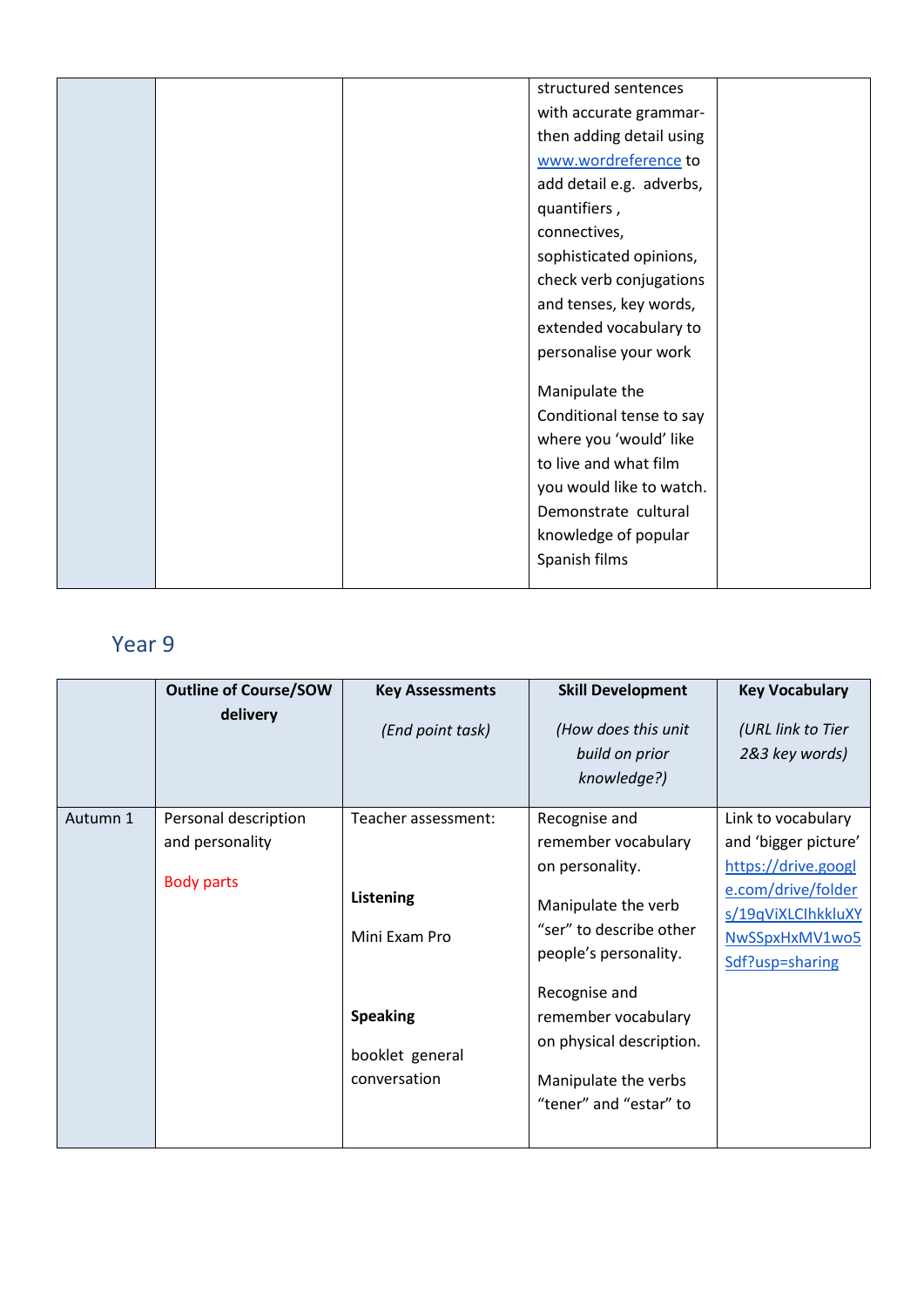| | | | | |
|---|---|---|---|---|
| | | | structured sentences with accurate grammar-then adding detail using www.wordreference to add detail e.g. adverbs, quantifiers , connectives, sophisticated opinions, check verb conjugations and tenses, key words, extended vocabulary to personalise your work<br><br>Manipulate the Conditional tense to say where you 'would' like to live and what film you would like to watch. Demonstrate cultural knowledge of popular Spanish films | |

## Year 9

| | Outline of Course/SOW delivery | Key Assessments<br><br>*(End point task)* | Skill Development<br><br>*(How does this unit build on prior knowledge?)* | Key Vocabulary<br><br>*(URL link to Tier 2&3 key words)* |
|---|---|---|---|---|
| Autumn 1 | Personal description and personality<br><br>Body parts | Teacher assessment:<br><br>**Listening**<br><br>Mini Exam Pro<br><br>**Speaking**<br><br>booklet general conversation | Recognise and remember vocabulary on personality.<br><br>Manipulate the verb "ser" to describe other people's personality.<br><br>Recognise and remember vocabulary on physical description.<br><br>Manipulate the verbs "tener" and "estar" to | Link to vocabulary and 'bigger picture' https://drive.google.com/drive/folders/19qViXLClhkkluXYNwSSpxHxMV1wo5Sdf?usp=sharing |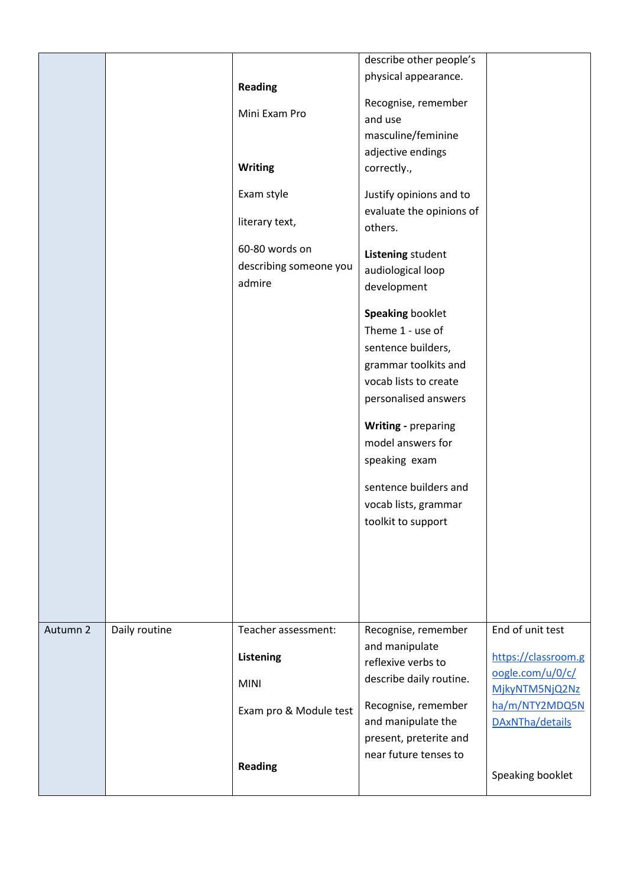| | | | | |
|---|---|---|---|---|
| | | **Reading**<br><br>Mini Exam Pro<br><br>**Writing**<br><br>Exam style<br><br>literary text,<br><br>60-80 words on describing someone you admire | describe other people's physical appearance.<br><br>Recognise, remember and use masculine/feminine adjective endings correctly.,<br><br>Justify opinions and to evaluate the opinions of others.<br><br>**Listening** student audiological loop development<br><br>**Speaking** booklet Theme 1 - use of sentence builders, grammar toolkits and vocab lists to create personalised answers<br><br>**Writing -** preparing model answers for speaking exam<br><br>sentence builders and vocab lists, grammar toolkit to support | |
| Autumn 2 | Daily routine | Teacher assessment:<br><br>**Listening**<br><br>MINI<br><br>Exam pro & Module test<br><br>**Reading** | Recognise, remember and manipulate reflexive verbs to describe daily routine.<br><br>Recognise, remember and manipulate the present, preterite and near future tenses to | End of unit test<br><br>https://classroom.google.com/u/0/c/MjkyNTM5NjQ2Nzha/m/NTY2MDQ5NDAxNTha/details<br><br>Speaking booklet |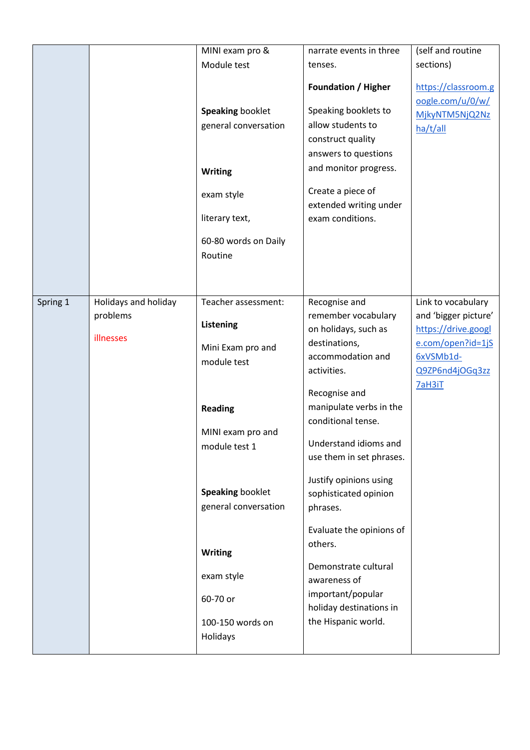| | | | | |
|---|---|---|---|---|
| | | MINI exam pro & Module test<br><br>**Speaking** booklet general conversation<br><br>**Writing**<br><br>exam style<br><br>literary text,<br><br>60-80 words on Daily Routine | narrate events in three tenses.<br><br>**Foundation / Higher**<br><br>Speaking booklets to allow students to construct quality answers to questions and monitor progress.<br><br>Create a piece of extended writing under exam conditions. | (self and routine sections)<br><br>https://classroom.google.com/u/0/w/MjkyNTM5NjQ2Nzha/t/all |
| Spring 1 | Holidays and holiday problems<br><br>illnesses | Teacher assessment:<br><br>**Listening**<br><br>Mini Exam pro and module test<br><br>**Reading**<br><br>MINI exam pro and module test 1<br><br>**Speaking** booklet general conversation<br><br>**Writing**<br><br>exam style<br><br>60-70 or<br><br>100-150 words on Holidays | Recognise and remember vocabulary on holidays, such as destinations, accommodation and activities.<br><br>Recognise and manipulate verbs in the conditional tense.<br><br>Understand idioms and use them in set phrases.<br><br>Justify opinions using sophisticated opinion phrases.<br><br>Evaluate the opinions of others.<br><br>Demonstrate cultural awareness of important/popular holiday destinations in the Hispanic world. | Link to vocabulary and 'bigger picture' https://drive.google.com/open?id=1jS6xVSMb1d-Q9ZP6nd4jOGq3zz7aH3iT |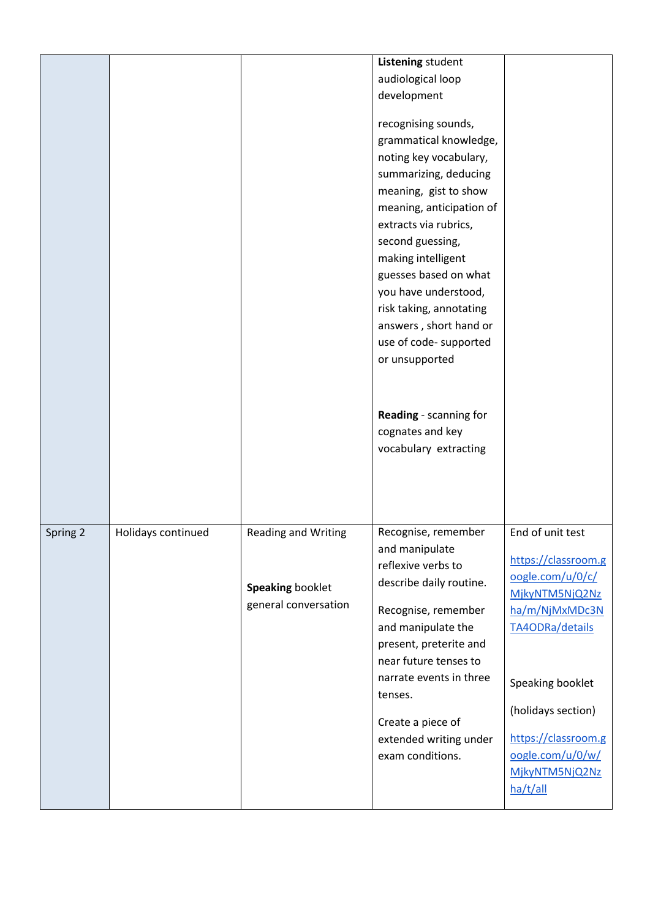| | | | | |
|---|---|---|---|---|
| | | | **Listening** student audiological loop development<br><br>recognising sounds, grammatical knowledge, noting key vocabulary, summarizing, deducing meaning, gist to show meaning, anticipation of extracts via rubrics, second guessing, making intelligent guesses based on what you have understood, risk taking, annotating answers , short hand or use of code- supported or unsupported<br><br>**Reading** - scanning for cognates and key vocabulary extracting | |
| Spring 2 | Holidays continued | Reading and Writing<br><br>**Speaking** booklet general conversation | Recognise, remember and manipulate reflexive verbs to describe daily routine.<br><br>Recognise, remember and manipulate the present, preterite and near future tenses to narrate events in three tenses.<br><br>Create a piece of extended writing under exam conditions. | End of unit test<br><br>https://classroom.google.com/u/0/c/MjkyNTM5NjQ2Nzha/m/NjMxMDc3NTA4ODRa/details<br><br>Speaking booklet<br><br>(holidays section)<br><br>https://classroom.google.com/u/0/w/MjkyNTM5NjQ2Nzha/t/all |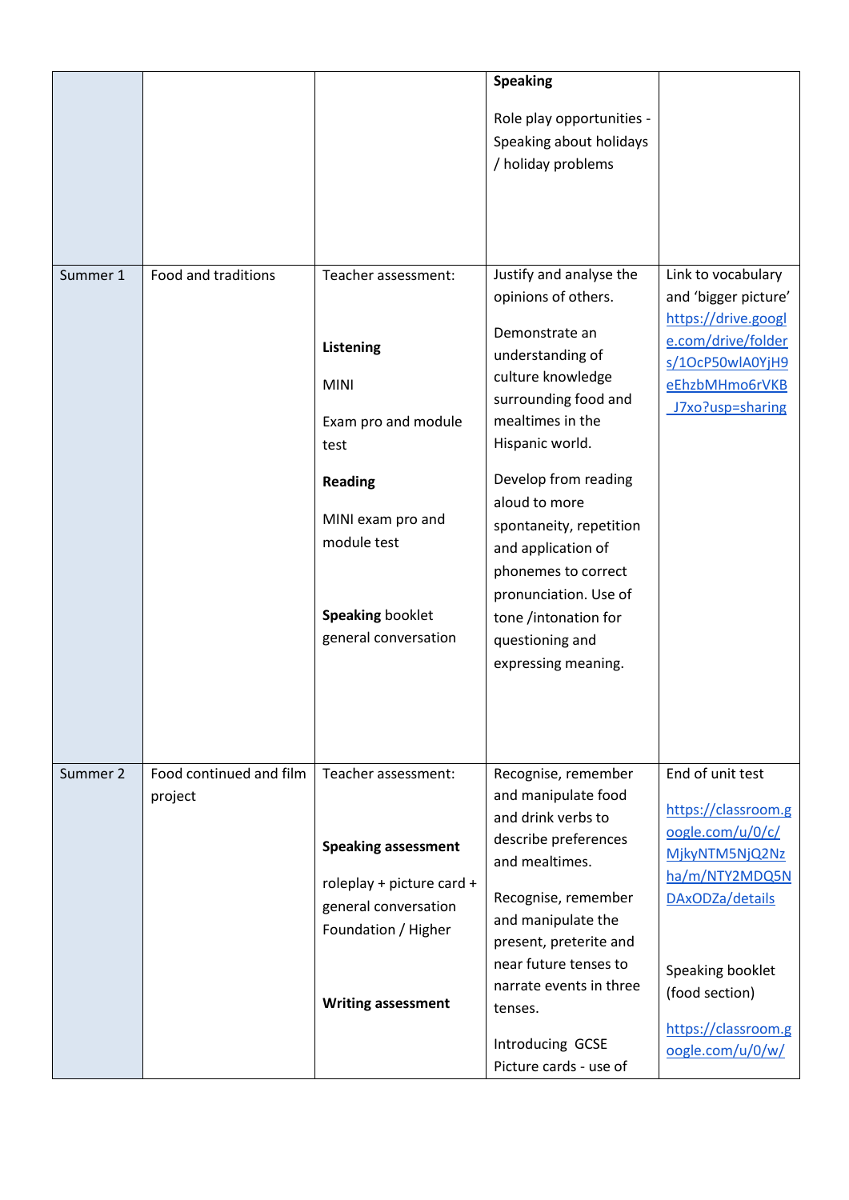| | | | | |
|---|---|---|---|---|
| | | | **Speaking**<br><br>Role play opportunities - Speaking about holidays / holiday problems | |
| Summer 1 | Food and traditions | Teacher assessment:<br><br>**Listening**<br><br>MINI<br><br>Exam pro and module test<br><br>**Reading**<br><br>MINI exam pro and module test<br><br>**Speaking** booklet general conversation | Justify and analyse the opinions of others.<br><br>Demonstrate an understanding of culture knowledge surrounding food and mealtimes in the Hispanic world.<br><br>Develop from reading aloud to more spontaneity, repetition and application of phonemes to correct pronunciation. Use of tone /intonation for questioning and expressing meaning. | Link to vocabulary and 'bigger picture' https://drive.google.com/drive/folders/1OcP50wlA0YjH9eEhzbMHmo6rVKB_J7xo?usp=sharing |
| Summer 2 | Food continued and film project | Teacher assessment:<br><br>**Speaking assessment**<br><br>roleplay + picture card + general conversation Foundation / Higher<br><br>**Writing assessment** | Recognise, remember and manipulate food and drink verbs to describe preferences and mealtimes.<br><br>Recognise, remember and manipulate the present, preterite and near future tenses to narrate events in three tenses.<br><br>Introducing GCSE Picture cards - use of | End of unit test<br><br>https://classroom.google.com/u/0/c/MjkyNTM5NjQ2Nzha/m/NTY2MDQ5NDAxODZa/details<br><br>Speaking booklet (food section)<br><br>https://classroom.google.com/u/0/w/ |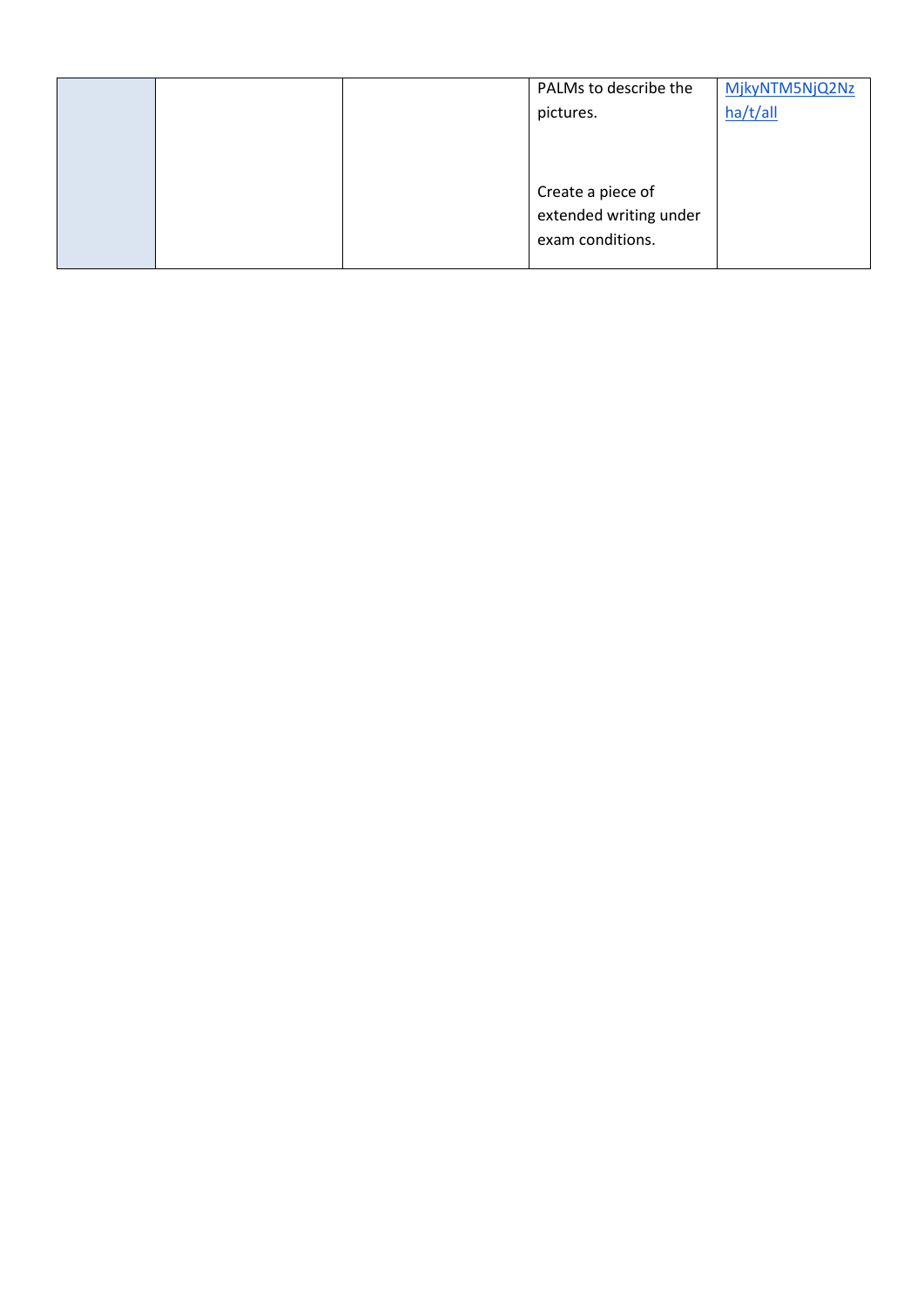| | | | | |
|---|---|---|---|---|
| | | | PALMs to describe the pictures.<br><br>Create a piece of extended writing under exam conditions. | MjkyNTM5NjQ2Nzha/t/all |